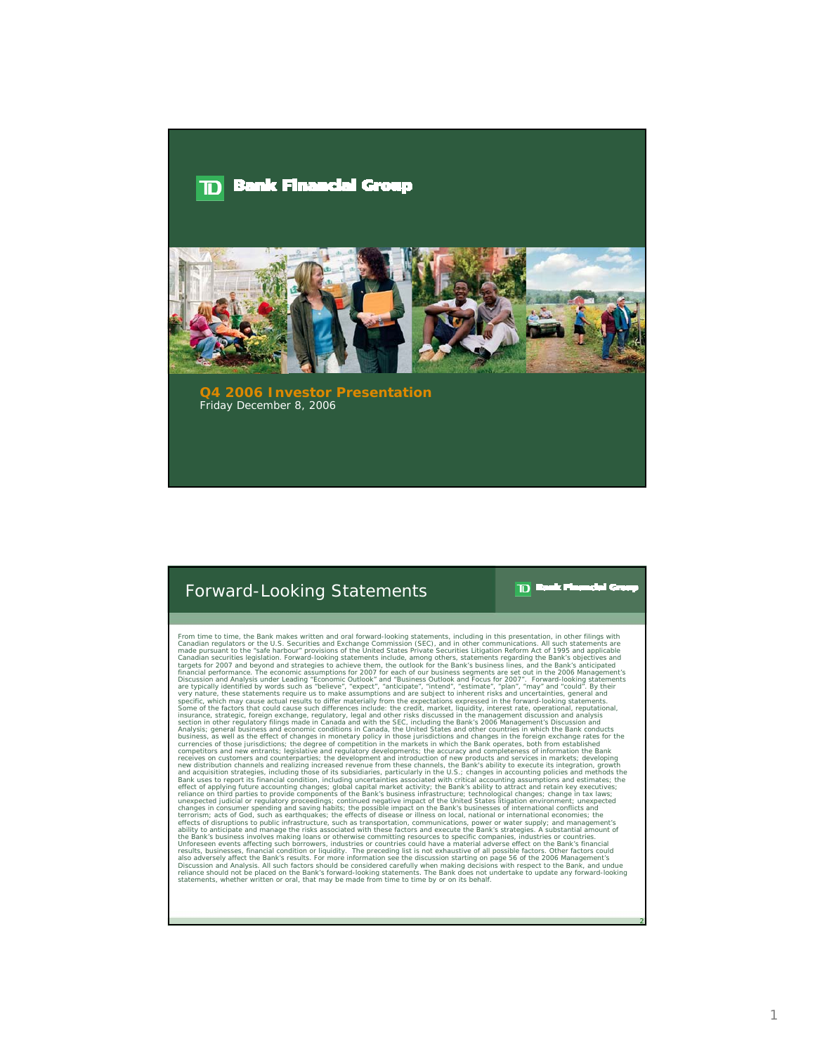# TD Bank Financial Group

## Q4 2006 Investor Presentation

Friday December 8, 2006

---

## Forward-Looking Statements

TD Bank Financial Group

From time to time, the Bank makes written and oral forward-looking statements, including in this presentation, in other filings with Canadian regulators or the U.S. Securities and Exchange Commission (SEC), and in other communications. All such statements are made pursuant to the "safe harbour" provisions of the United States Private Securities Litigation Reform Act of 1995 and applicable Canadian securities legislation. Forward-looking statements include, among others, statements regarding the Bank's objectives and targets for 2007 and beyond and strategies to achieve them, the outlook for the Bank's business lines, and the Bank's anticipated financial performance. The economic assumptions for 2007 for each of our business segments are set out in the 2006 Management's Discussion and Analysis under Leading "Economic Outlook" and "Business Outlook and Focus for 2007". Forward-looking statements are typically identified by words such as "believe", "expect", "anticipate", "intend", "estimate", "plan", "may" and "could". By their very nature, these statements require us to make assumptions and are subject to inherent risks and uncertainties, general and specific, which may cause actual results to differ materially from the expectations expressed in the forward-looking statements. Some of the factors that could cause such differences include: the credit, market, liquidity, interest rate, operational, reputational, insurance, strategic, foreign exchange, regulatory, legal and other risks discussed in the management discussion and analysis section in other regulatory filings made in Canada and with the SEC, including the Bank's 2006 Management's Discussion and Analysis; general business and economic conditions in Canada, the United States and other countries in which the Bank conducts business, as well as the effect of changes in monetary policy in those jurisdictions and changes in the foreign exchange rates for the currencies of those jurisdictions; the degree of competition in the markets in which the Bank operates, both from established competitors and new entrants; legislative and regulatory developments; the accuracy and completeness of information the Bank receives on customers and counterparties; the development and introduction of new products and services in markets; developing new distribution channels and realizing increased revenue from these channels, the Bank's ability to execute its integration, growth and acquisition strategies, including those of its subsidiaries, particularly in the U.S.; changes in accounting policies and methods the Bank uses to report its financial condition, including uncertainties associated with critical accounting assumptions and estimates; the effect of applying future accounting changes; global capital market activity; the Bank's ability to attract and retain key executives; reliance on third parties to provide components of the Bank's business infrastructure; technological changes; change in tax laws; unexpected judicial or regulatory proceedings; continued negative impact of the United States litigation environment; unexpected changes in consumer spending and saving habits; the possible impact on the Bank's businesses of international conflicts and terrorism; acts of God, such as earthquakes; the effects of disease or illness on local, national or international economies; the effects of disruptions to public infrastructure, such as transportation, communications, power or water supply; and management's ability to anticipate and manage the risks associated with these factors and execute the Bank's strategies. A substantial amount of the Bank's business involves making loans or otherwise committing resources to specific companies, industries or countries. Unforeseen events affecting such borrowers, industries or countries could have a material adverse effect on the Bank's financial results, businesses, financial condition or liquidity. The preceding list is not exhaustive of all possible factors. Other factors could also adversely affect the Bank's results. For more information see the discussion starting on page 56 of the 2006 Management's Discussion and Analysis. All such factors should be considered carefully when making decisions with respect to the Bank, and undue reliance should not be placed on the Bank's forward-looking statements. The Bank does not undertake to update any forward-looking statements, whether written or oral, that may be made from time to time by or on its behalf.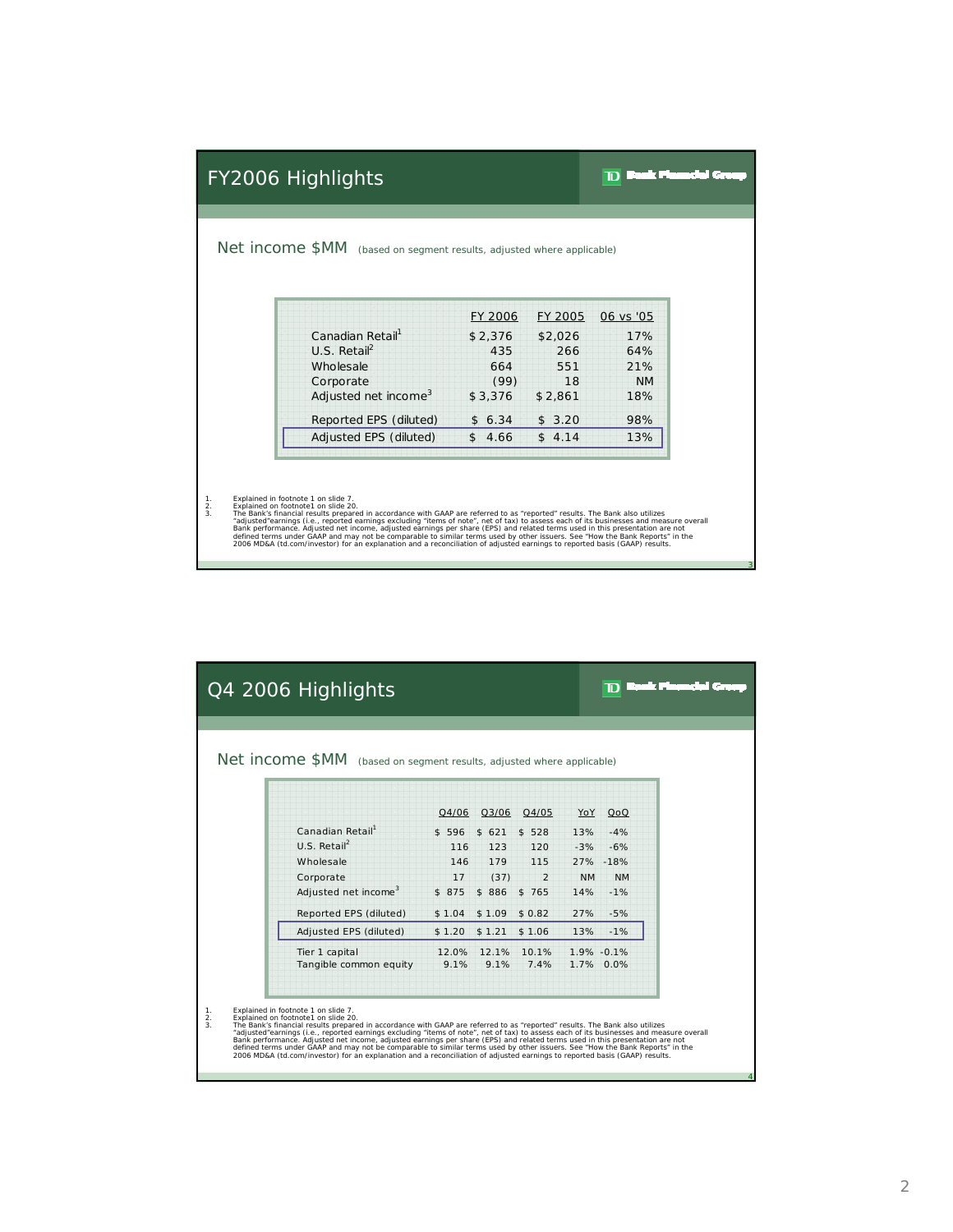## FY2006 Highlights

### Net income $MM (based on segment results, adjusted where applicable)

| | FY 2006 | FY 2005 | 06 vs '05 |
|---|---|---|---|
| Canadian Retail[1] | $ 2,376 | $2,026 | 17% |
| U.S. Retail[2] | 435 | 266 | 64% |
| Wholesale | 664 | 551 | 21% |
| Corporate | (99) | 18 | NM |
| Adjusted net income[3] | $ 3,376 | $ 2,861 | 18% |
| Reported EPS (diluted) | $ 6.34 | $ 3.20 | 98% |
| **Adjusted EPS (diluted)** | **$ 4.66** | **$ 4.14** | **13%** |

1. Explained in footnote 1 on slide 7.
2. Explained on footnote1 on slide 20.
3. The Bank's financial results prepared in accordance with GAAP are referred to as "reported" results. The Bank also utilizes "adjusted"earnings (i.e., reported earnings excluding "items of note", net of tax) to assess each of its businesses and measure overall Bank performance. Adjusted net income, adjusted earnings per share (EPS) and related terms used in this presentation are not defined terms under GAAP and may not be comparable to similar terms used by other issuers. See "How the Bank Reports" in the 2006 MD&A (td.com/investor) for an explanation and a reconciliation of adjusted earnings to reported basis (GAAP) results.

## Q4 2006 Highlights

### Net income $MM (based on segment results, adjusted where applicable)

| | Q4/06 | Q3/06 | Q4/05 | YoY | QoQ |
|---|---|---|---|---|---|
| Canadian Retail[1] | $ 596 | $ 621 | $ 528 | 13% | -4% |
| U.S. Retail[2] | 116 | 123 | 120 | -3% | -6% |
| Wholesale | 146 | 179 | 115 | 27% | -18% |
| Corporate | 17 | (37) | 2 | NM | NM |
| Adjusted net income[3] | $ 875 | $ 886 | $ 765 | 14% | -1% |
| Reported EPS (diluted) | $ 1.04 | $ 1.09 | $ 0.82 | 27% | -5% |
| **Adjusted EPS (diluted)** | **$ 1.20** | **$ 1.21** | **$ 1.06** | **13%** | **-1%** |
| Tier 1 capital | 12.0% | 12.1% | 10.1% | 1.9% | -0.1% |
| Tangible common equity | 9.1% | 9.1% | 7.4% | 1.7% | 0.0% |

1. Explained in footnote 1 on slide 7.
2. Explained on footnote1 on slide 20.
3. The Bank's financial results prepared in accordance with GAAP are referred to as "reported" results. The Bank also utilizes "adjusted"earnings (i.e., reported earnings excluding "items of note", net of tax) to assess each of its businesses and measure overall Bank performance. Adjusted net income, adjusted earnings per share (EPS) and related terms used in this presentation are not defined terms under GAAP and may not be comparable to similar terms used by other issuers. See "How the Bank Reports" in the 2006 MD&A (td.com/investor) for an explanation and a reconciliation of adjusted earnings to reported basis (GAAP) results.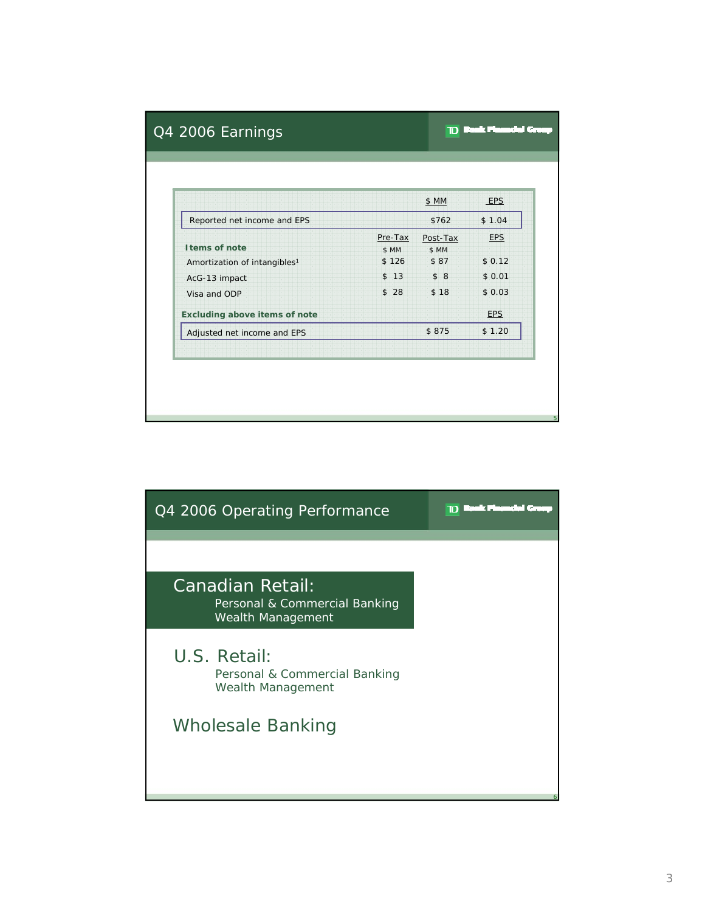## Q4 2006 Earnings

TD Bank Financial Group

| | $ MM | EPS |
|---|---|---|
| Reported net income and EPS | $762 | $ 1.04 |

| Items of note | Pre-Tax $ MM | Post-Tax $ MM | EPS |
|---|---|---|---|
| Amortization of intangibles[1] | $ 126 | $ 87 | $ 0.12 |
| AcG-13 impact | $ 13 | $ 8 | $ 0.01 |
| Visa and ODP | $ 28 | $ 18 | $ 0.03 |

| Excluding above items of note | | EPS |
|---|---|---|
| Adjusted net income and EPS | $ 875 | $ 1.20 |

## Q4 2006 Operating Performance

TD Bank Financial Group

### Canadian Retail:

- Personal & Commercial Banking
- Wealth Management

### U.S. Retail:

- Personal & Commercial Banking
- Wealth Management

### Wholesale Banking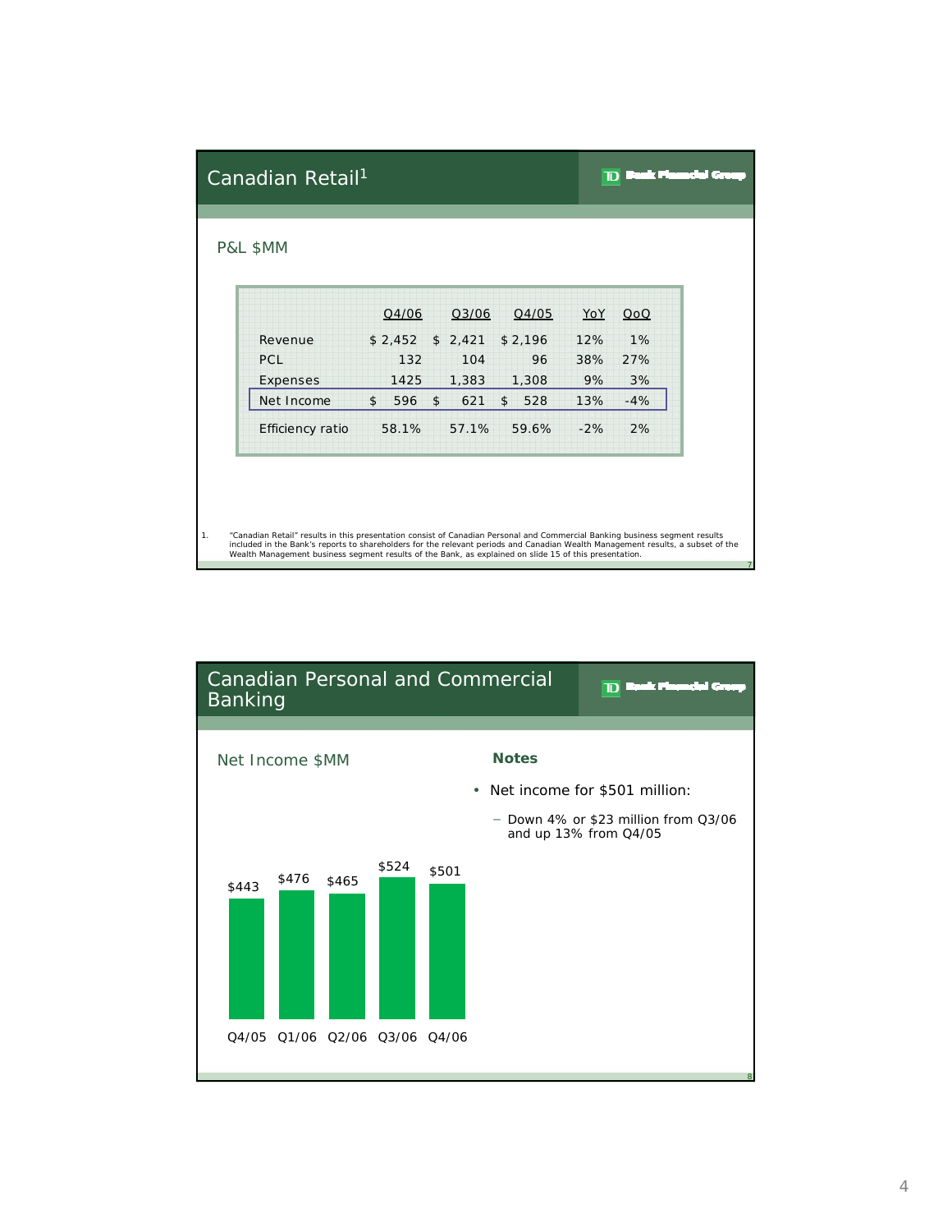## Canadian Retail[1]

TD Bank Financial Group

### P&L $MM

| | Q4/06 | Q3/06 | Q4/05 | YoY | QoQ |
|---|---|---|---|---|---|
| Revenue | $ 2,452 | $ 2,421 | $ 2,196 | 12% | 1% |
| PCL | 132 | 104 | 96 | 38% | 27% |
| Expenses | 1425 | 1,383 | 1,308 | 9% | 3% |
| Net Income | $ 596 | $ 621 | $ 528 | 13% | -4% |
| Efficiency ratio | 58.1% | 57.1% | 59.6% | -2% | 2% |

1. "Canadian Retail" results in this presentation consist of Canadian Personal and Commercial Banking business segment results included in the Bank's reports to shareholders for the relevant periods and Canadian Wealth Management results, a subset of the Wealth Management business segment results of the Bank, as explained on slide 15 of this presentation.

## Canadian Personal and Commercial Banking

TD Bank Financial Group

### Net Income $MM

| Q4/05 | Q1/06 | Q2/06 | Q3/06 | Q4/06 |
|---|---|---|---|---|
| $443 | $476 | $465 | $524 | $501 |

**Notes**

- Net income for $501 million:
  - Down 4% or $23 million from Q3/06 and up 13% from Q4/05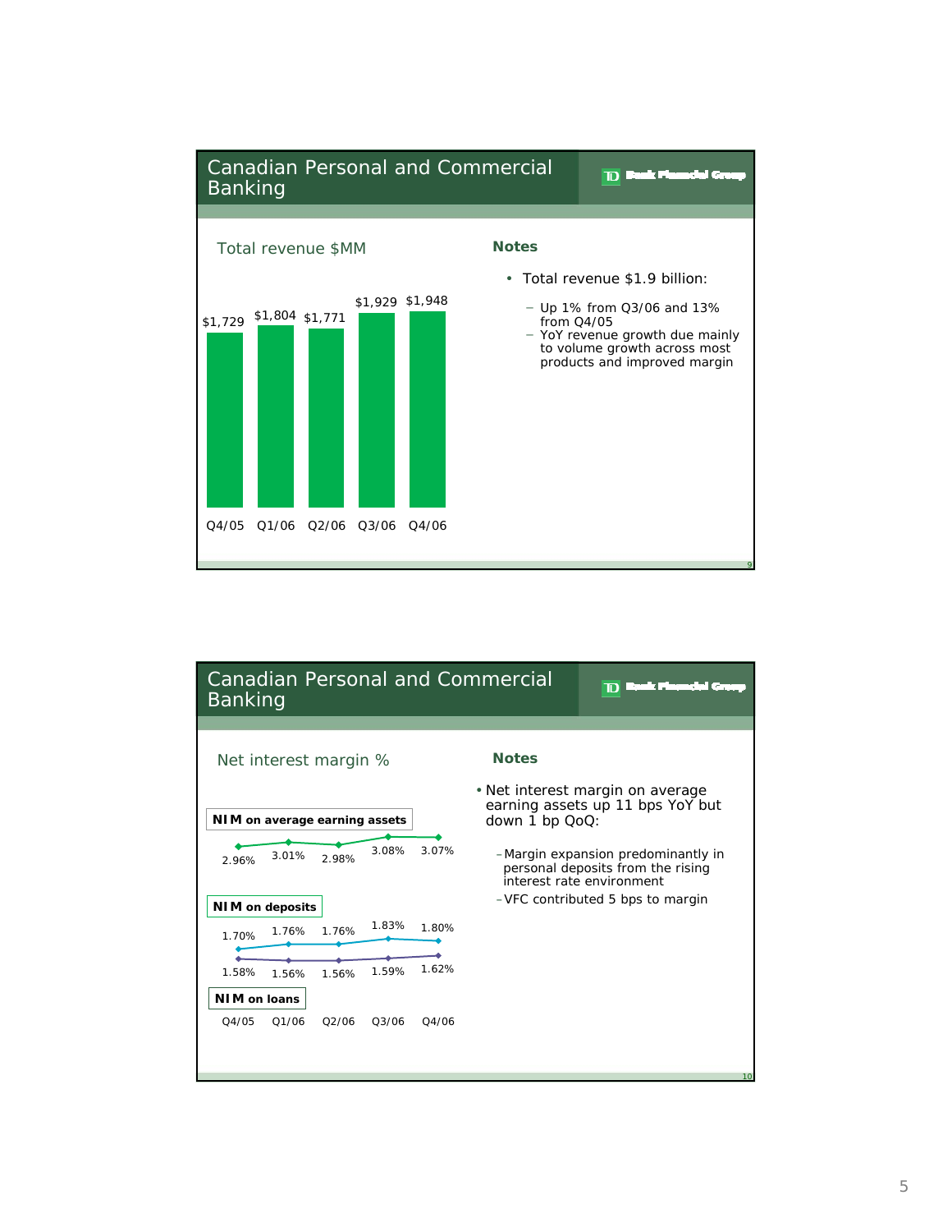## Canadian Personal and Commercial Banking

TD Bank Financial Group

### Total revenue $MM

| Q4/05 | Q1/06 | Q2/06 | Q3/06 | Q4/06 |
|---|---|---|---|---|
| $1,729 | $1,804 | $1,771 | $1,929 | $1,948 |

**Notes**

- Total revenue $1.9 billion:
  - Up 1% from Q3/06 and 13% from Q4/05
  - YoY revenue growth due mainly to volume growth across most products and improved margin

## Canadian Personal and Commercial Banking

TD Bank Financial Group

### Net interest margin %

| | Q4/05 | Q1/06 | Q2/06 | Q3/06 | Q4/06 |
|---|---|---|---|---|---|
| **NIM on average earning assets** | 2.96% | 3.01% | 2.98% | 3.08% | 3.07% |
| **NIM on deposits** | 1.70% | 1.76% | 1.76% | 1.83% | 1.80% |
| **NIM on loans** | 1.58% | 1.56% | 1.56% | 1.59% | 1.62% |

**Notes**

- Net interest margin on average earning assets up 11 bps YoY but down 1 bp QoQ:
  - Margin expansion predominantly in personal deposits from the rising interest rate environment
  - VFC contributed 5 bps to margin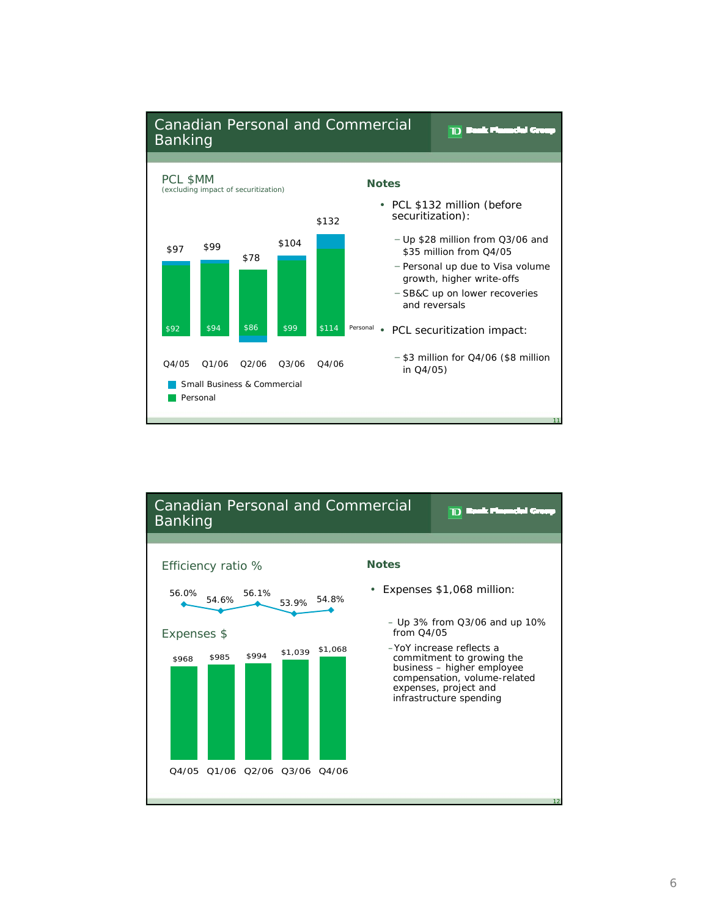## Canadian Personal and Commercial Banking

TD Bank Financial Group

### PCL $MM
(excluding impact of securitization)

| | Q4/05 | Q1/06 | Q2/06 | Q3/06 | Q4/06 |
|---|---|---|---|---|---|
| Total | $97 | $99 | $78 | $104 | $132 |
| Personal | $92 | $94 | $86 | $99 | $114 |

Small Business & Commercial
Personal

**Notes**

- PCL $132 million (before securitization):
  - Up $28 million from Q3/06 and $35 million from Q4/05
  - Personal up due to Visa volume growth, higher write-offs
  - SB&C up on lower recoveries and reversals
- PCL securitization impact:
  - $3 million for Q4/06 ($8 million in Q4/05)

## Canadian Personal and Commercial Banking

TD Bank Financial Group

### Efficiency ratio %

| Q4/05 | Q1/06 | Q2/06 | Q3/06 | Q4/06 |
|---|---|---|---|---|
| 56.0% | 54.6% | 56.1% | 53.9% | 54.8% |

### Expenses $

| Q4/05 | Q1/06 | Q2/06 | Q3/06 | Q4/06 |
|---|---|---|---|---|
| $968 | $985 | $994 | $1,039 | $1,068 |

**Notes**

- Expenses $1,068 million:
  - Up 3% from Q3/06 and up 10% from Q4/05
  - YoY increase reflects a commitment to growing the business – higher employee compensation, volume-related expenses, project and infrastructure spending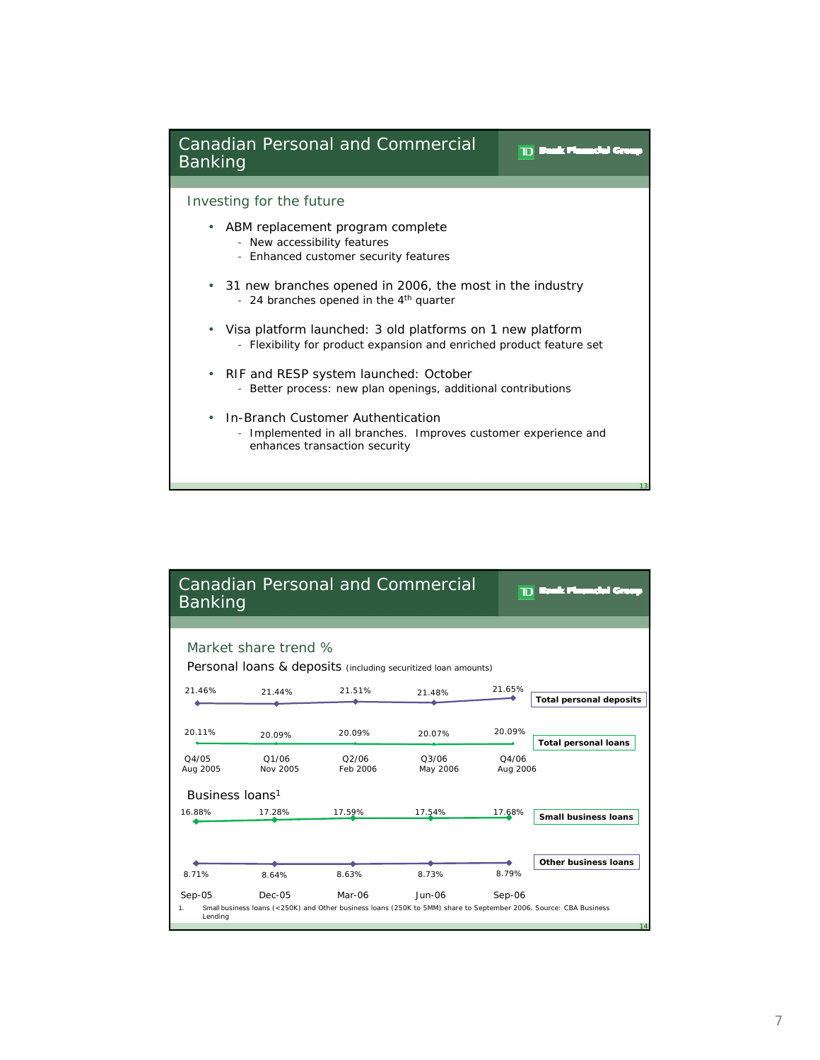## Canadian Personal and Commercial Banking

### Investing for the future

- ABM replacement program complete
  - New accessibility features
  - Enhanced customer security features
- 31 new branches opened in 2006, the most in the industry
  - 24 branches opened in the 4th quarter
- Visa platform launched: 3 old platforms on 1 new platform
  - Flexibility for product expansion and enriched product feature set
- RIF and RESP system launched: October
  - Better process: new plan openings, additional contributions
- In-Branch Customer Authentication
  - Implemented in all branches. Improves customer experience and enhances transaction security

## Canadian Personal and Commercial Banking

### Market share trend %

**Personal loans & deposits** (including securitized loan amounts)

| | Q4/05 Aug 2005 | Q1/06 Nov 2005 | Q2/06 Feb 2006 | Q3/06 May 2006 | Q4/06 Aug 2006 |
|---|---|---|---|---|---|
| Total personal deposits | 21.46% | 21.44% | 21.51% | 21.48% | 21.65% |
| Total personal loans | 20.11% | 20.09% | 20.09% | 20.07% | 20.09% |

**Business loans[1]**

| | Sep-05 | Dec-05 | Mar-06 | Jun-06 | Sep-06 |
|---|---|---|---|---|---|
| Small business loans | 16.88% | 17.28% | 17.59% | 17.54% | 17.68% |
| Other business loans | 8.71% | 8.64% | 8.63% | 8.73% | 8.79% |

1. Small business loans (<250K) and Other business loans (250K to 5MM) share to September 2006. Source: CBA Business Lending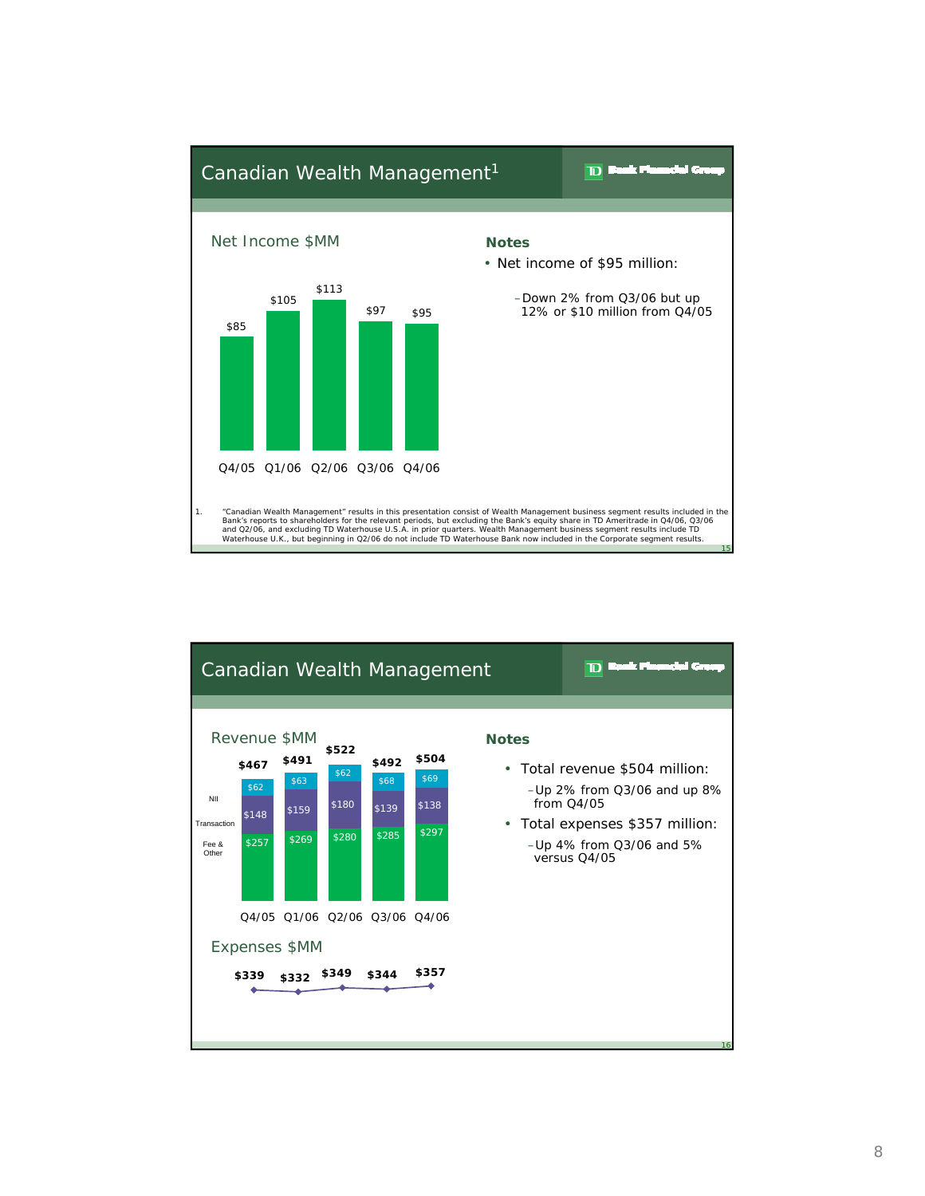# Canadian Wealth Management[1]

## Net Income $MM

| Q4/05 | Q1/06 | Q2/06 | Q3/06 | Q4/06 |
|---|---|---|---|---|
| $85 | $105 | $113 | $97 | $95 |

### Notes

- Net income of $95 million:
  - Down 2% from Q3/06 but up 12% or $10 million from Q4/05

1. "Canadian Wealth Management" results in this presentation consist of Wealth Management business segment results included in the Bank's reports to shareholders for the relevant periods, but excluding the Bank's equity share in TD Ameritrade in Q4/06, Q3/06 and Q2/06, and excluding TD Waterhouse U.S.A. in prior quarters. Wealth Management business segment results include TD Waterhouse U.K., but beginning in Q2/06 do not include TD Waterhouse Bank now included in the Corporate segment results.

# Canadian Wealth Management

## Revenue $MM

| | Q4/05 | Q1/06 | Q2/06 | Q3/06 | Q4/06 |
|---|---|---|---|---|---|
| NII | $62 | $63 | $62 | $68 | $69 |
| Transaction | $148 | $159 | $180 | $139 | $138 |
| Fee & Other | $257 | $269 | $280 | $285 | $297 |
| Total | $467 | $491 | $522 | $492 | $504 |

## Expenses $MM

| Q4/05 | Q1/06 | Q2/06 | Q3/06 | Q4/06 |
|---|---|---|---|---|
| $339 | $332 | $349 | $344 | $357 |

### Notes

- Total revenue $504 million:
  - Up 2% from Q3/06 and up 8% from Q4/05
- Total expenses $357 million:
  - Up 4% from Q3/06 and 5% versus Q4/05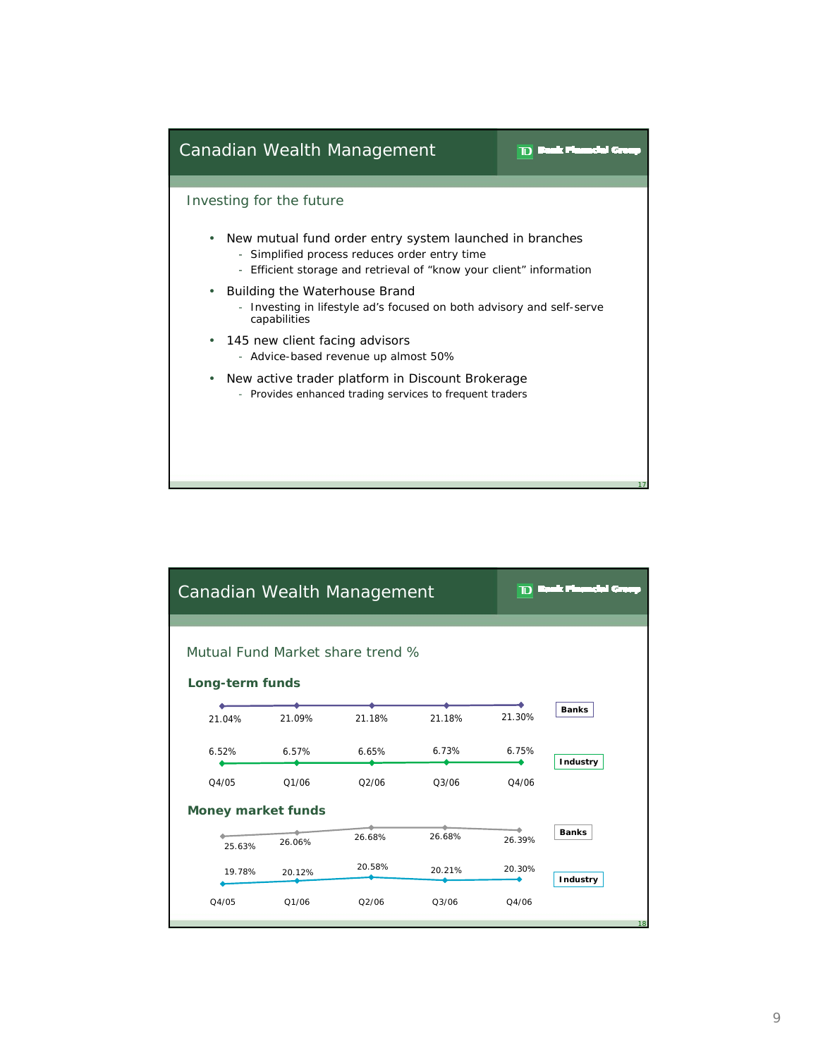## Canadian Wealth Management

### Investing for the future

- New mutual fund order entry system launched in branches
  - Simplified process reduces order entry time
  - Efficient storage and retrieval of "know your client" information
- Building the Waterhouse Brand
  - Investing in lifestyle ad's focused on both advisory and self-serve capabilities
- 145 new client facing advisors
  - Advice-based revenue up almost 50%
- New active trader platform in Discount Brokerage
  - Provides enhanced trading services to frequent traders

## Canadian Wealth Management

### Mutual Fund Market share trend %

**Long-term funds**

| | Q4/05 | Q1/06 | Q2/06 | Q3/06 | Q4/06 |
|---|---|---|---|---|---|
| Banks | 21.04% | 21.09% | 21.18% | 21.18% | 21.30% |
| Industry | 6.52% | 6.57% | 6.65% | 6.73% | 6.75% |

**Money market funds**

| | Q4/05 | Q1/06 | Q2/06 | Q3/06 | Q4/06 |
|---|---|---|---|---|---|
| Banks | 25.63% | 26.06% | 26.68% | 26.68% | 26.39% |
| Industry | 19.78% | 20.12% | 20.58% | 20.21% | 20.30% |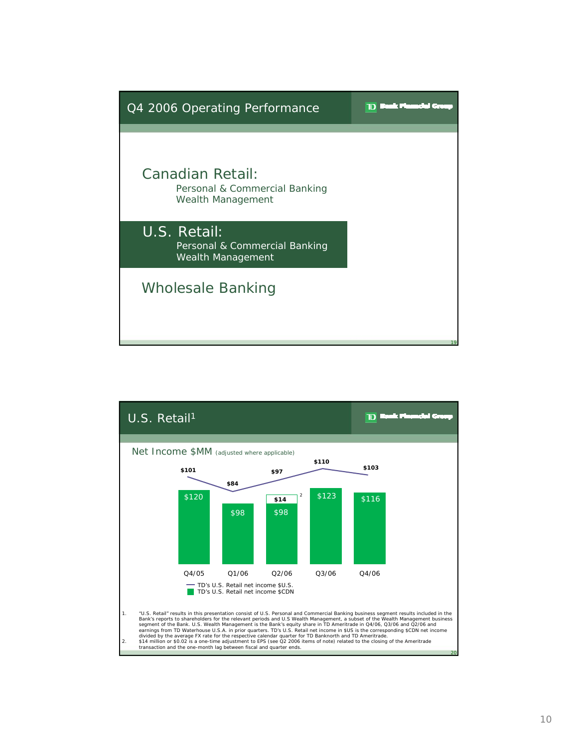## Q4 2006 Operating Performance

TD Bank Financial Group

**Canadian Retail:**
- Personal & Commercial Banking
- Wealth Management

**U.S. Retail:**
- Personal & Commercial Banking
- Wealth Management

**Wholesale Banking**

---

## U.S. Retail[1]

TD Bank Financial Group

Net Income $MM (adjusted where applicable)

| | Q4/05 | Q1/06 | Q2/06 | Q3/06 | Q4/06 |
|---|---|---|---|---|---|
| TD's U.S. Retail net income $U.S. | $101 | $84 | $97 | $110 | $103 |
| TD's U.S. Retail net income $CDN | $120 | $98 | $98 + $14[2] | $123 | $116 |

1. "U.S. Retail" results in this presentation consist of U.S. Personal and Commercial Banking business segment results included in the Bank's reports to shareholders for the relevant periods and U.S Wealth Management, a subset of the Wealth Management business segment of the Bank. U.S. Wealth Management is the Bank's equity share in TD Ameritrade in Q4/06, Q3/06 and Q2/06 and earnings from TD Waterhouse U.S.A. in prior quarters. TD's U.S. Retail net income in $US is the corresponding $CDN net income divided by the average FX rate for the respective calendar quarter for TD Banknorth and TD Ameritrade.
2. $14 million or $0.02 is a one-time adjustment to EPS (see Q2 2006 items of note) related to the closing of the Ameritrade transaction and the one-month lag between fiscal and quarter ends.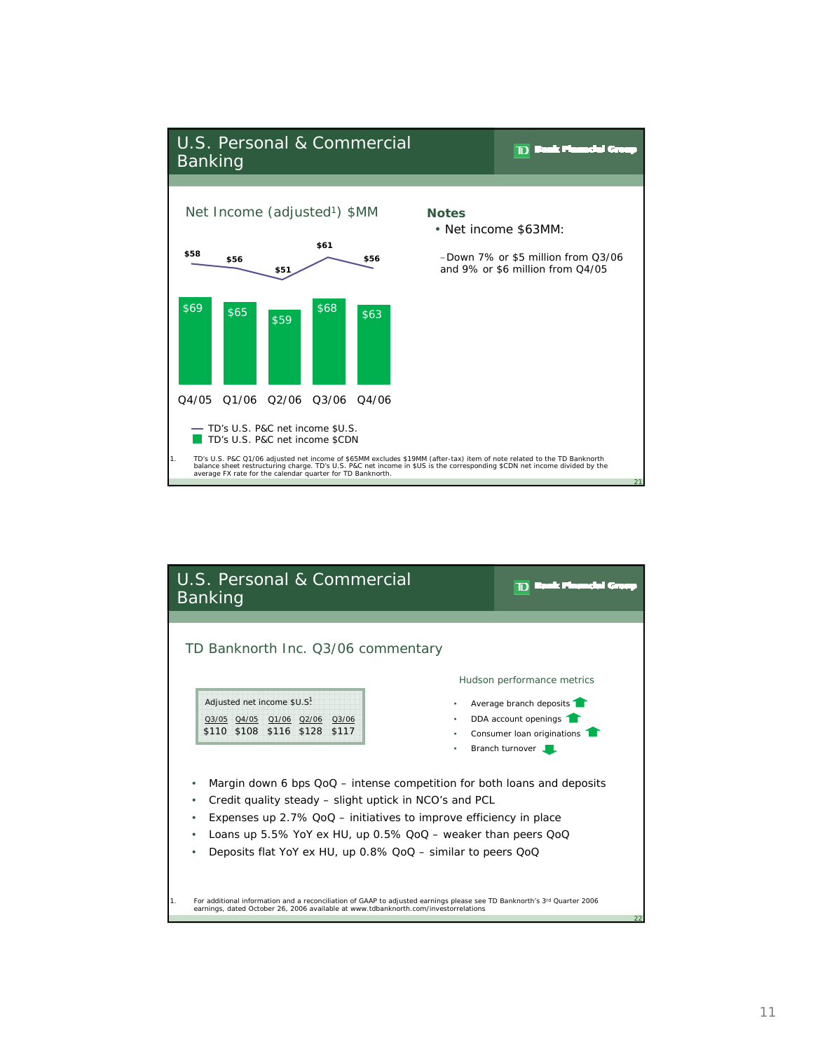## U.S. Personal & Commercial Banking

TD Bank Financial Group

### Net Income (adjusted[1]) $MM

| | Q4/05 | Q1/06 | Q2/06 | Q3/06 | Q4/06 |
|---|---|---|---|---|---|
| TD's U.S. P&C net income $U.S. | $58 | $56 | $51 | $61 | $56 |
| TD's U.S. P&C net income $CDN | $69 | $65 | $59 | $68 | $63 |

**Notes**

- Net income $63MM:
  - Down 7% or $5 million from Q3/06 and 9% or $6 million from Q4/05

1. TD's U.S. P&C Q1/06 adjusted net income of $65MM excludes $19MM (after-tax) item of note related to the TD Banknorth balance sheet restructuring charge. TD's U.S. P&C net income in $US is the corresponding $CDN net income divided by the average FX rate for the calendar quarter for TD Banknorth.

---

## U.S. Personal & Commercial Banking

TD Bank Financial Group

### TD Banknorth Inc. Q3/06 commentary

Adjusted net income $U.S.[1]

| Q3/05 | Q4/05 | Q1/06 | Q2/06 | Q3/06 |
|---|---|---|---|---|
| $110 | $108 | $116 | $128 | $117 |

Hudson performance metrics

- Average branch deposits ↑
- DDA account openings ↑
- Consumer loan originations ↑
- Branch turnover ↓

- Margin down 6 bps QoQ – intense competition for both loans and deposits
- Credit quality steady – slight uptick in NCO's and PCL
- Expenses up 2.7% QoQ – initiatives to improve efficiency in place
- Loans up 5.5% YoY ex HU, up 0.5% QoQ – weaker than peers QoQ
- Deposits flat YoY ex HU, up 0.8% QoQ – similar to peers QoQ

1. For additional information and a reconciliation of GAAP to adjusted earnings please see TD Banknorth's 3rd Quarter 2006 earnings, dated October 26, 2006 available at www.tdbanknorth.com/investorrelations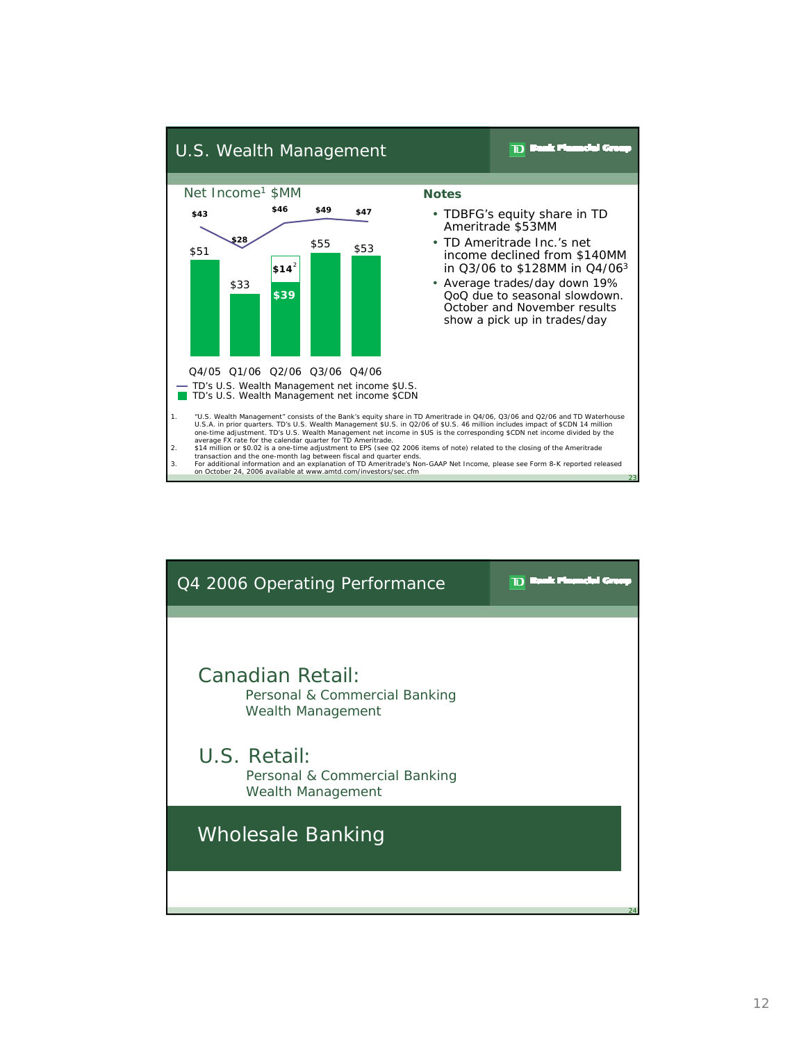## U.S. Wealth Management

**Net Income[1] $MM**

| | Q4/05 | Q1/06 | Q2/06 | Q3/06 | Q4/06 |
|---|---|---|---|---|---|
| TD's U.S. Wealth Management net income $U.S. | $43 | $28 | $46 | $49 | $47 |
| TD's U.S. Wealth Management net income $CDN | $51 | $33 | $39 + $14[2] | $55 | $53 |

**Notes**

- TDBFG's equity share in TD Ameritrade $53MM
- TD Ameritrade Inc.'s net income declined from $140MM in Q3/06 to $128MM in Q4/06[3]
- Average trades/day down 19% QoQ due to seasonal slowdown. October and November results show a pick up in trades/day

1. "U.S. Wealth Management" consists of the Bank's equity share in TD Ameritrade in Q4/06, Q3/06 and Q2/06 and TD Waterhouse U.S.A. in prior quarters. TD's U.S. Wealth Management $U.S. in Q2/06 of $U.S. 46 million includes impact of $CDN 14 million one-time adjustment. TD's U.S. Wealth Management net income in $US is the corresponding $CDN net income divided by the average FX rate for the calendar quarter for TD Ameritrade.
2. $14 million or $0.02 is a one-time adjustment to EPS (see Q2 2006 items of note) related to the closing of the Ameritrade transaction and the one-month lag between fiscal and quarter ends.
3. For additional information and an explanation of TD Ameritrade's Non-GAAP Net Income, please see Form 8-K reported released on October 24, 2006 available at www.amtd.com/investors/sec.cfm

## Q4 2006 Operating Performance

**Canadian Retail:**
- Personal & Commercial Banking
- Wealth Management

**U.S. Retail:**
- Personal & Commercial Banking
- Wealth Management

**Wholesale Banking**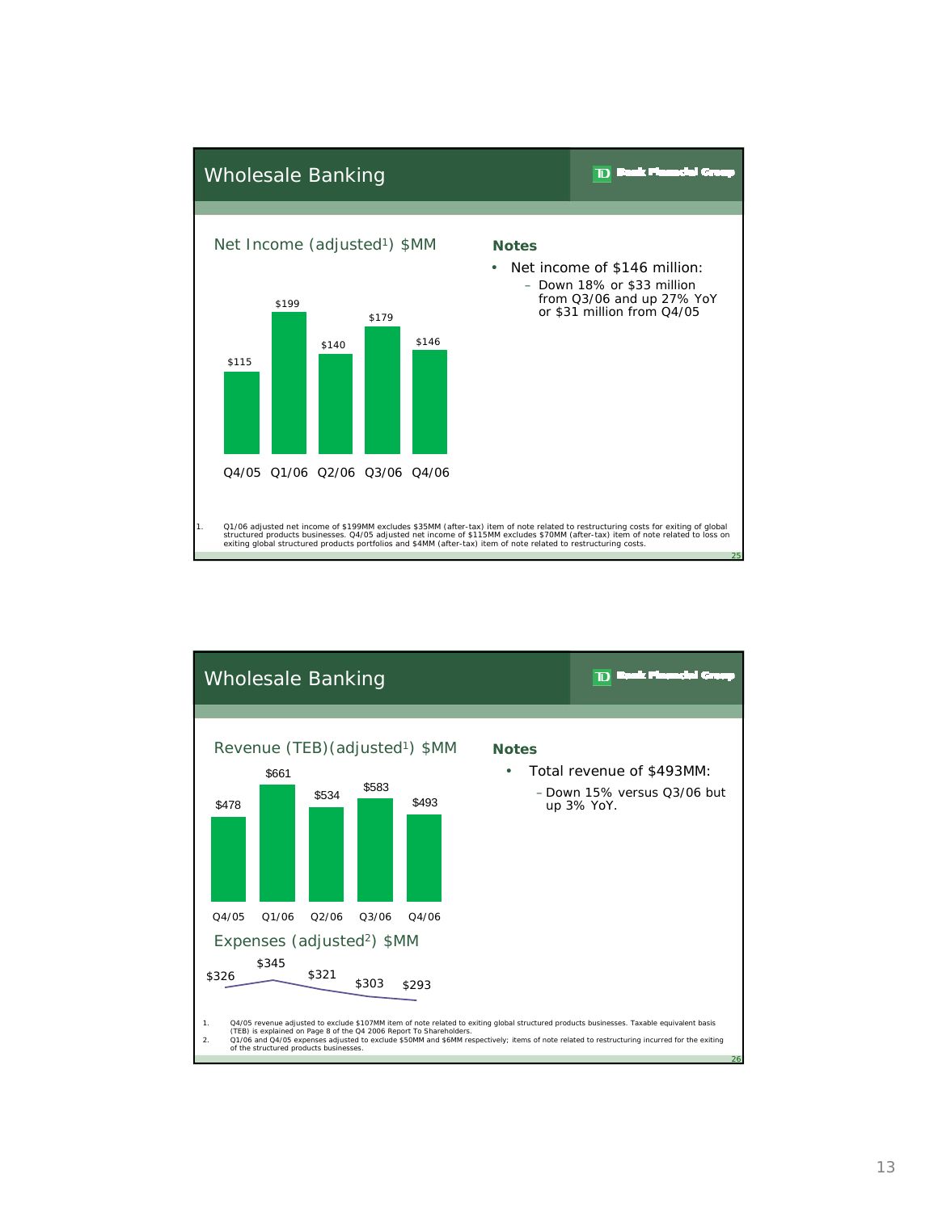## Wholesale Banking

TD Bank Financial Group

### Net Income (adjusted[1]) $MM

| Q4/05 | Q1/06 | Q2/06 | Q3/06 | Q4/06 |
|---|---|---|---|---|
| $115 | $199 | $140 | $179 | $146 |

**Notes**

- Net income of $146 million:
  - Down 18% or $33 million from Q3/06 and up 27% YoY or $31 million from Q4/05

1. Q1/06 adjusted net income of $199MM excludes $35MM (after-tax) item of note related to restructuring costs for exiting of global structured products businesses. Q4/05 adjusted net income of $115MM excludes $70MM (after-tax) item of note related to loss on exiting global structured products portfolios and $4MM (after-tax) item of note related to restructuring costs.

## Wholesale Banking

TD Bank Financial Group

### Revenue (TEB)(adjusted[1]) $MM

| Q4/05 | Q1/06 | Q2/06 | Q3/06 | Q4/06 |
|---|---|---|---|---|
| $478 | $661 | $534 | $583 | $493 |

### Expenses (adjusted[2]) $MM

| Q4/05 | Q1/06 | Q2/06 | Q3/06 | Q4/06 |
|---|---|---|---|---|
| $326 | $345 | $321 | $303 | $293 |

**Notes**

- Total revenue of $493MM:
  - Down 15% versus Q3/06 but up 3% YoY.

1. Q4/05 revenue adjusted to exclude $107MM item of note related to exiting global structured products businesses. Taxable equivalent basis (TEB) is explained on Page 8 of the Q4 2006 Report To Shareholders.
2. Q1/06 and Q4/05 expenses adjusted to exclude $50MM and $6MM respectively; items of note related to restructuring incurred for the exiting of the structured products businesses.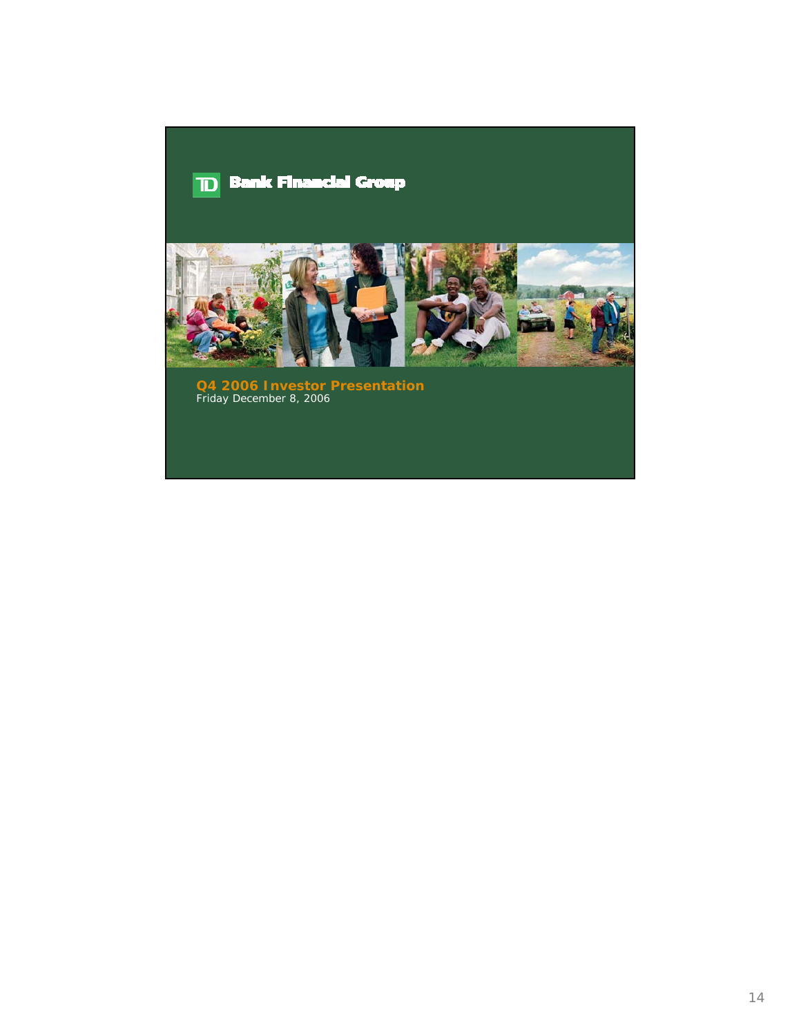TD Bank Financial Group

**Q4 2006 Investor Presentation**

Friday December 8, 2006